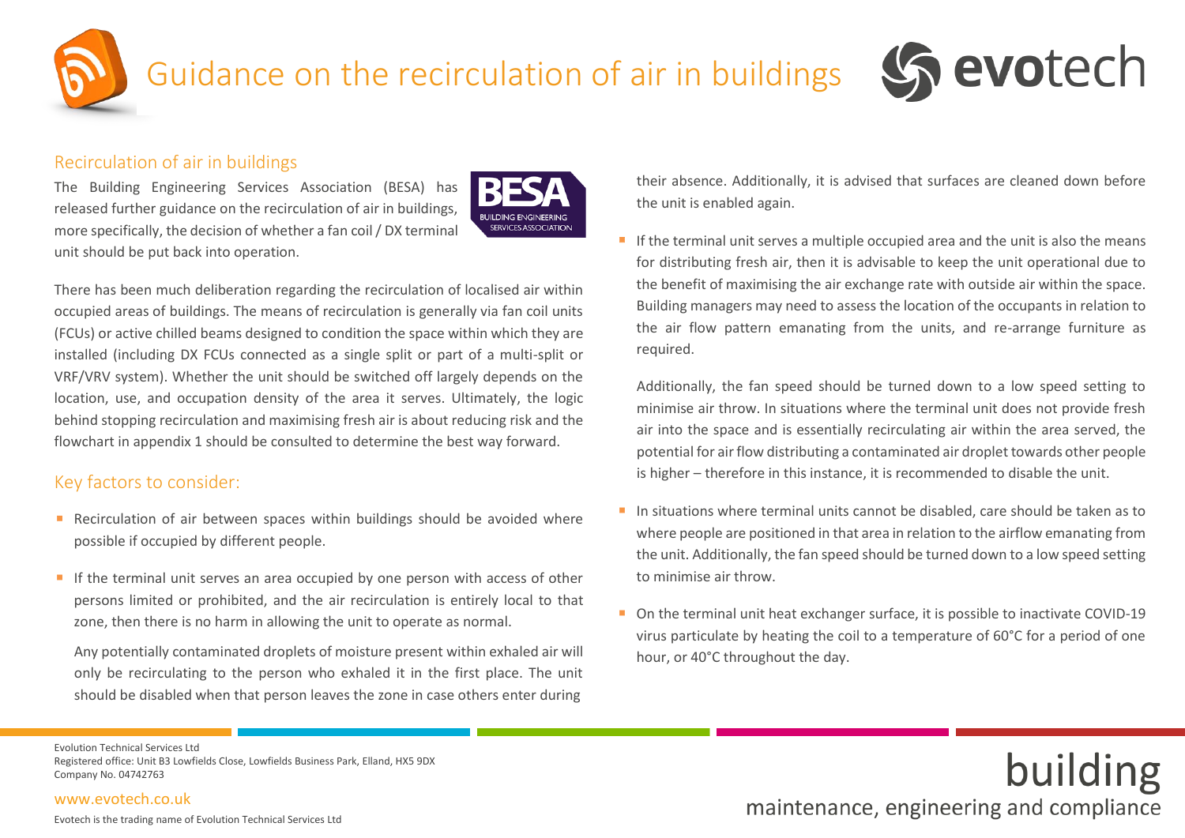# Guidance on the recirculation of air in buildings

## Recirculation of air in buildings

The Building Engineering Services Association (BESA) has released further guidance on the recirculation of air in buildings, more specifically, the decision of whether a fan coil / DX terminal unit should be put back into operation.

There has been much deliberation regarding the recirculation of localised air within occupied areas of buildings. The means of recirculation is generally via fan coil units (FCUs) or active chilled beams designed to condition the space within which they are installed (including DX FCUs connected as a single split or part of a multi-split or VRF/VRV system). Whether the unit should be switched off largely depends on the location, use, and occupation density of the area it serves. Ultimately, the logic behind stopping recirculation and maximising fresh air is about reducing risk and the flowchart in appendix 1 should be consulted to determine the best way forward.

## Key factors to consider:

- Recirculation of air between spaces within buildings should be avoided where possible if occupied by different people.
- If the terminal unit serves an area occupied by one person with access of other persons limited or prohibited, and the air recirculation is entirely local to that zone, then there is no harm in allowing the unit to operate as normal.

  Any potentially contaminated droplets of moisture present within exhaled air will only be recirculating to the person who exhaled it in the first place. The unit should be disabled when that person leaves the zone in case others enter during their absence. Additionally, it is advised that surfaces are cleaned down before the unit is enabled again.
- If the terminal unit serves a multiple occupied area and the unit is also the means for distributing fresh air, then it is advisable to keep the unit operational due to the benefit of maximising the air exchange rate with outside air within the space. Building managers may need to assess the location of the occupants in relation to the air flow pattern emanating from the units, and re-arrange furniture as required.

  Additionally, the fan speed should be turned down to a low speed setting to minimise air throw. In situations where the terminal unit does not provide fresh air into the space and is essentially recirculating air within the area served, the potential for air flow distributing a contaminated air droplet towards other people is higher – therefore in this instance, it is recommended to disable the unit.
- In situations where terminal units cannot be disabled, care should be taken as to where people are positioned in that area in relation to the airflow emanating from the unit. Additionally, the fan speed should be turned down to a low speed setting to minimise air throw.
- On the terminal unit heat exchanger surface, it is possible to inactivate COVID-19 virus particulate by heating the coil to a temperature of 60°C for a period of one hour, or 40°C throughout the day.

Evolution Technical Services Ltd
Registered office: Unit B3 Lowfields Close, Lowfields Business Park, Elland, HX5 9DX
Company No. 04742763

www.evotech.co.uk

Evotech is the trading name of Evolution Technical Services Ltd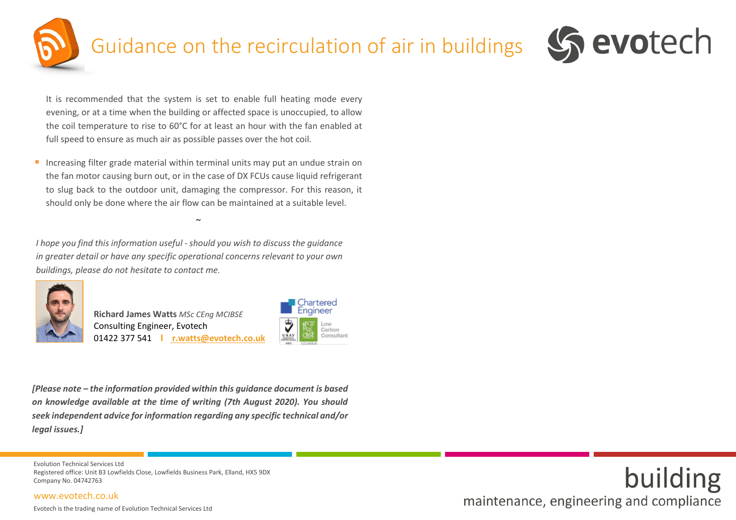It is recommended that the system is set to enable full heating mode every evening, or at a time when the building or affected space is unoccupied, to allow the coil temperature to rise to 60°C for at least an hour with the fan enabled at full speed to ensure as much air as possible passes over the hot coil.

- Increasing filter grade material within terminal units may put an undue strain on the fan motor causing burn out, or in the case of DX FCUs cause liquid refrigerant to slug back to the outdoor unit, damaging the compressor. For this reason, it should only be done where the air flow can be maintained at a suitable level.

~

*I hope you find this information useful - should you wish to discuss the guidance in greater detail or have any specific operational concerns relevant to your own buildings, please do not hesitate to contact me.*

**Richard James Watts** *MSc CEng MCIBSE*
Consulting Engineer, Evotech
01422 377 541 I **r.watts@evotech.co.uk**

***[Please note – the information provided within this guidance document is based on knowledge available at the time of writing (7th August 2020). You should seek independent advice for information regarding any specific technical and/or legal issues.]***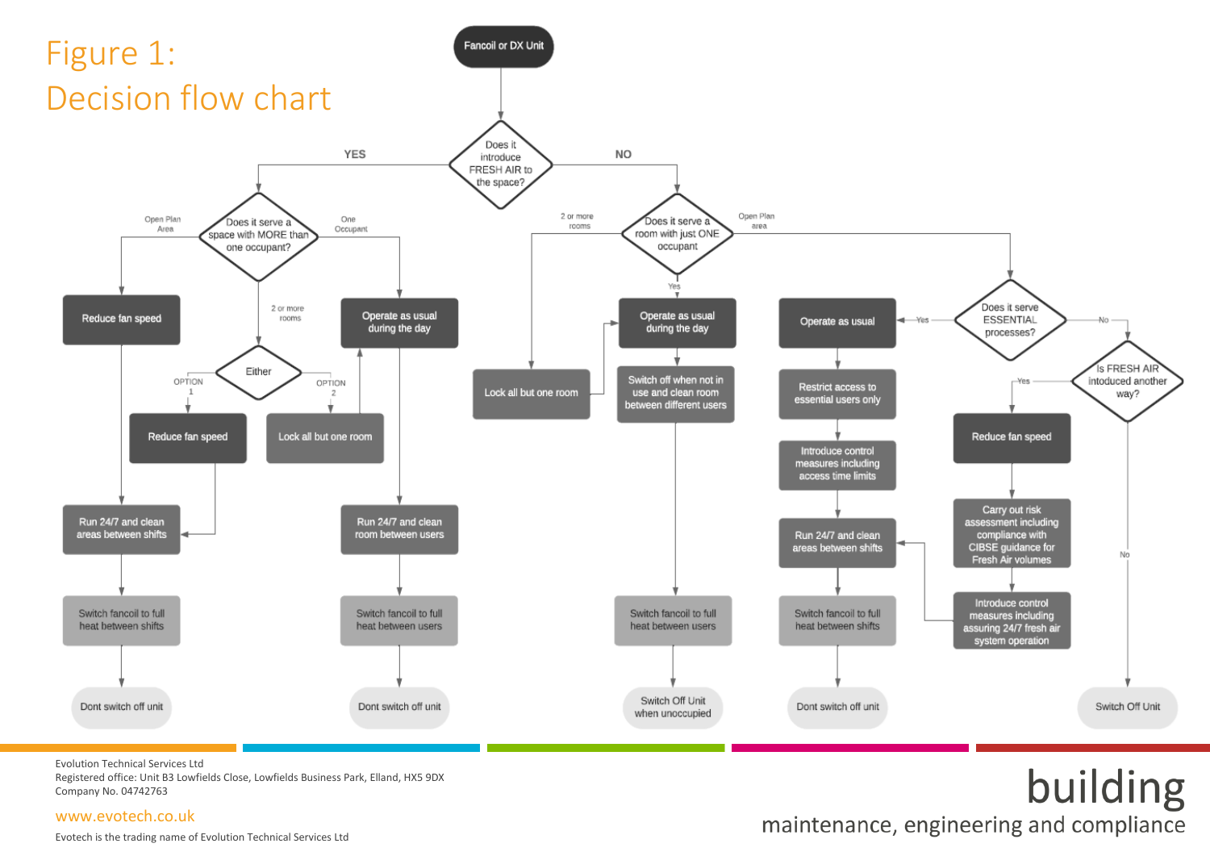# Figure 1:
# Decision flow chart

Fancoil or DX Unit

Does it introduce FRESH AIR to the space?

YES

NO

Open Plan Area

Does it serve a space with MORE than one occupant?

One Occupant

Reduce fan speed

2 or more rooms

Operate as usual during the day

Either

OPTION 1

OPTION 2

Reduce fan speed

Lock all but one room

Run 24/7 and clean areas between shifts

Run 24/7 and clean room between users

Switch fancoil to full heat between shifts

Switch fancoil to full heat between users

Dont switch off unit

Dont switch off unit

2 or more rooms

Does it serve a room with just ONE occupant

Open Plan area

Yes

Operate as usual during the day

Lock all but one room

Switch off when not in use and clean room between different users

Switch fancoil to full heat between users

Switch Off Unit when unoccupied

Operate as usual

Yes

Does it serve ESSENTIAL processes?

No

Restrict access to essential users only

Introduce control measures including access time limits

Run 24/7 and clean areas between shifts

Switch fancoil to full heat between shifts

Dont switch off unit

Is FRESH AIR intoduced another way?

Yes

Reduce fan speed

Carry out risk assessment including compliance with CIBSE guidance for Fresh Air volumes

Introduce control measures including assuring 24/7 fresh air system operation

No

Switch Off Unit

Evolution Technical Services Ltd
Registered office: Unit B3 Lowfields Close, Lowfields Business Park, Elland, HX5 9DX
Company No. 04742763

www.evotech.co.uk

Evotech is the trading name of Evolution Technical Services Ltd

building
maintenance, engineering and compliance